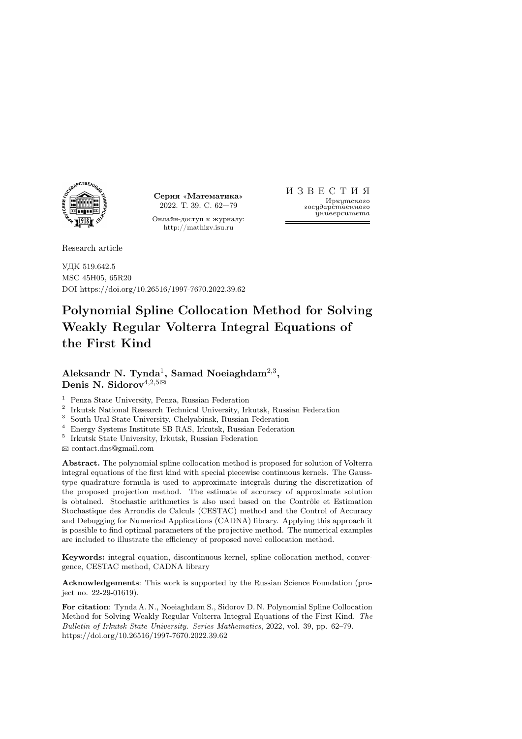Серия «Математика»
2022. Т. 39. С. 62—79

Онлайн-доступ к журналу:
http://mathizv.isu.ru

ИЗВЕСТИЯ
Иркутского
государственного
университета

Research article

УДК 519.642.5
MSC 45H05, 65R20
DOI https://doi.org/10.26516/1997-7670.2022.39.62

# Polynomial Spline Collocation Method for Solving Weakly Regular Volterra Integral Equations of the First Kind

**Aleksandr N. Tynda**[1], **Samad Noeiaghdam**[2,3], **Denis N. Sidorov**[4,2,5]✉

[1] Penza State University, Penza, Russian Federation
[2] Irkutsk National Research Technical University, Irkutsk, Russian Federation
[3] South Ural State University, Chelyabinsk, Russian Federation
[4] Energy Systems Institute SB RAS, Irkutsk, Russian Federation
[5] Irkutsk State University, Irkutsk, Russian Federation
✉ contact.dns@gmail.com

**Abstract.** The polynomial spline collocation method is proposed for solution of Volterra integral equations of the first kind with special piecewise continuous kernels. The Gauss-type quadrature formula is used to approximate integrals during the discretization of the proposed projection method. The estimate of accuracy of approximate solution is obtained. Stochastic arithmetics is also used based on the Contrôle et Estimation Stochastique des Arrondis de Calculs (CESTAC) method and the Control of Accuracy and Debugging for Numerical Applications (CADNA) library. Applying this approach it is possible to find optimal parameters of the projective method. The numerical examples are included to illustrate the efficiency of proposed novel collocation method.

**Keywords:** integral equation, discontinuous kernel, spline collocation method, convergence, CESTAC method, CADNA library

**Acknowledgements**: This work is supported by the Russian Science Foundation (project no. 22-29-01619).

**For citation**: Tynda A. N., Noeiaghdam S., Sidorov D. N. Polynomial Spline Collocation Method for Solving Weakly Regular Volterra Integral Equations of the First Kind. *The Bulletin of Irkutsk State University. Series Mathematics*, 2022, vol. 39, pp. 62–79. https://doi.org/10.26516/1997-7670.2022.39.62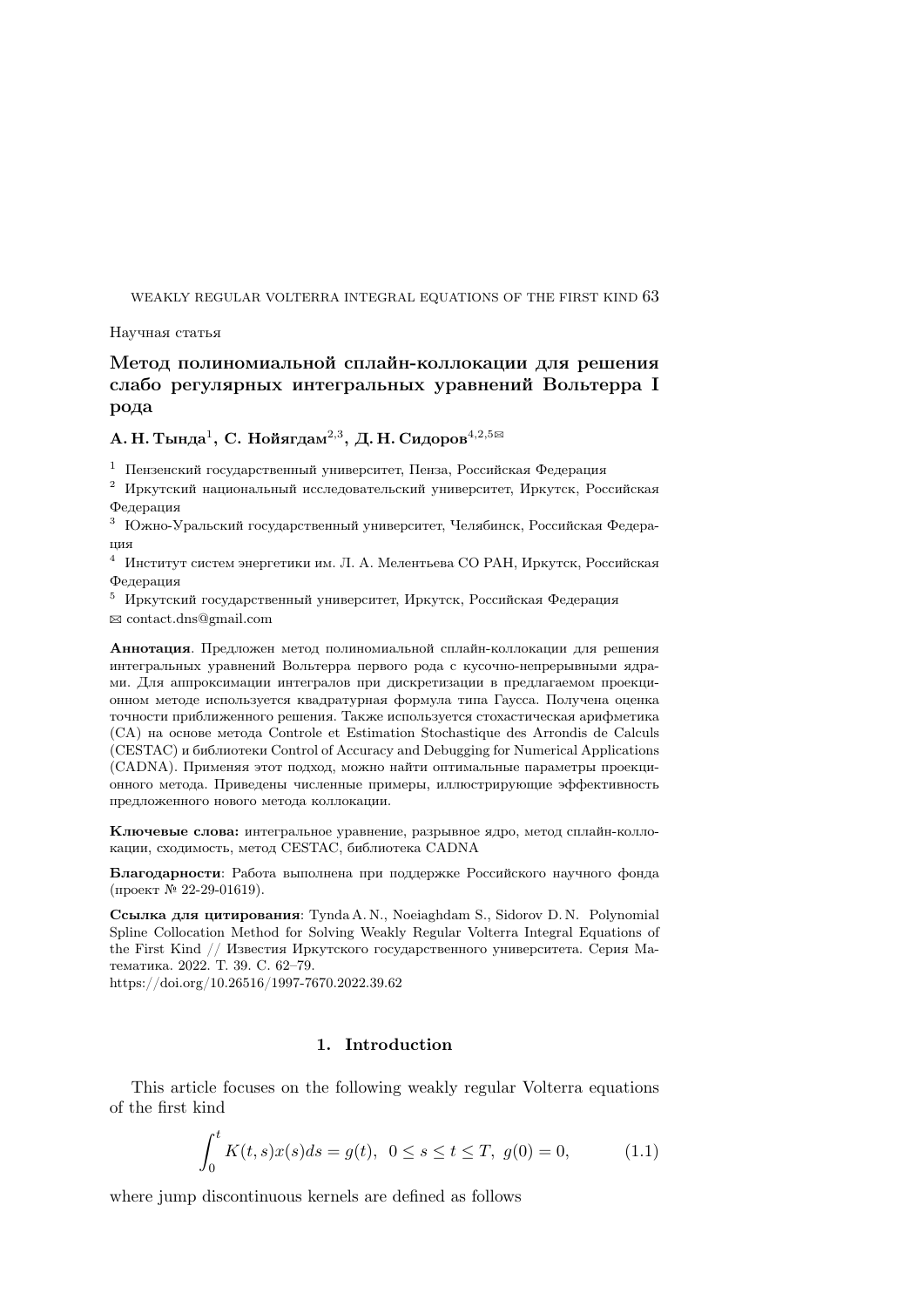Научная статья

# Метод полиномиальной сплайн-коллокации для решения слабо регулярных интегральных уравнений Вольтерра I рода

**А. Н. Тында**[1]**, С. Нойягдам**[2,3]**, Д. Н. Сидоров**[4,2,5]✉

[1] Пензенский государственный университет, Пенза, Российская Федерация

[2] Иркутский национальный исследовательский университет, Иркутск, Российская Федерация

[3] Южно-Уральский государственный университет, Челябинск, Российская Федерация

[4] Институт систем энергетики им. Л. А. Мелентьева СО РАН, Иркутск, Российская Федерация

[5] Иркутский государственный университет, Иркутск, Российская Федерация

✉ contact.dns@gmail.com

**Аннотация**. Предложен метод полиномиальной сплайн-коллокации для решения интегральных уравнений Вольтерра первого рода с кусочно-непрерывными ядрами. Для аппроксимации интегралов при дискретизации в предлагаемом проекционном методе используется квадратурная формула типа Гаусса. Получена оценка точности приближенного решения. Также используется стохастическая арифметика (СА) на основе метода Controle et Estimation Stochastique des Arrondis de Calculs (CESTAC) и библиотеки Control of Accuracy and Debugging for Numerical Applications (CADNA). Применяя этот подход, можно найти оптимальные параметры проекционного метода. Приведены численные примеры, иллюстрирующие эффективность предложенного нового метода коллокации.

**Ключевые слова:** интегральное уравнение, разрывное ядро, метод сплайн-коллокации, сходимость, метод CESTAC, библиотека CADNA

**Благодарности**: Работа выполнена при поддержке Российского научного фонда (проект № 22-29-01619).

**Ссылка для цитирования**: Tynda A. N., Noeiaghdam S., Sidorov D. N. Polynomial Spline Collocation Method for Solving Weakly Regular Volterra Integral Equations of the First Kind // Известия Иркутского государственного университета. Серия Математика. 2022. Т. 39. С. 62–79.
https://doi.org/10.26516/1997-7670.2022.39.62

## 1. Introduction

This article focuses on the following weakly regular Volterra equations of the first kind

$$\int_0^t K(t,s)x(s)ds = g(t), \;\; 0 \le s \le t \le T, \;\; g(0) = 0, \tag{1.1}$$

where jump discontinuous kernels are defined as follows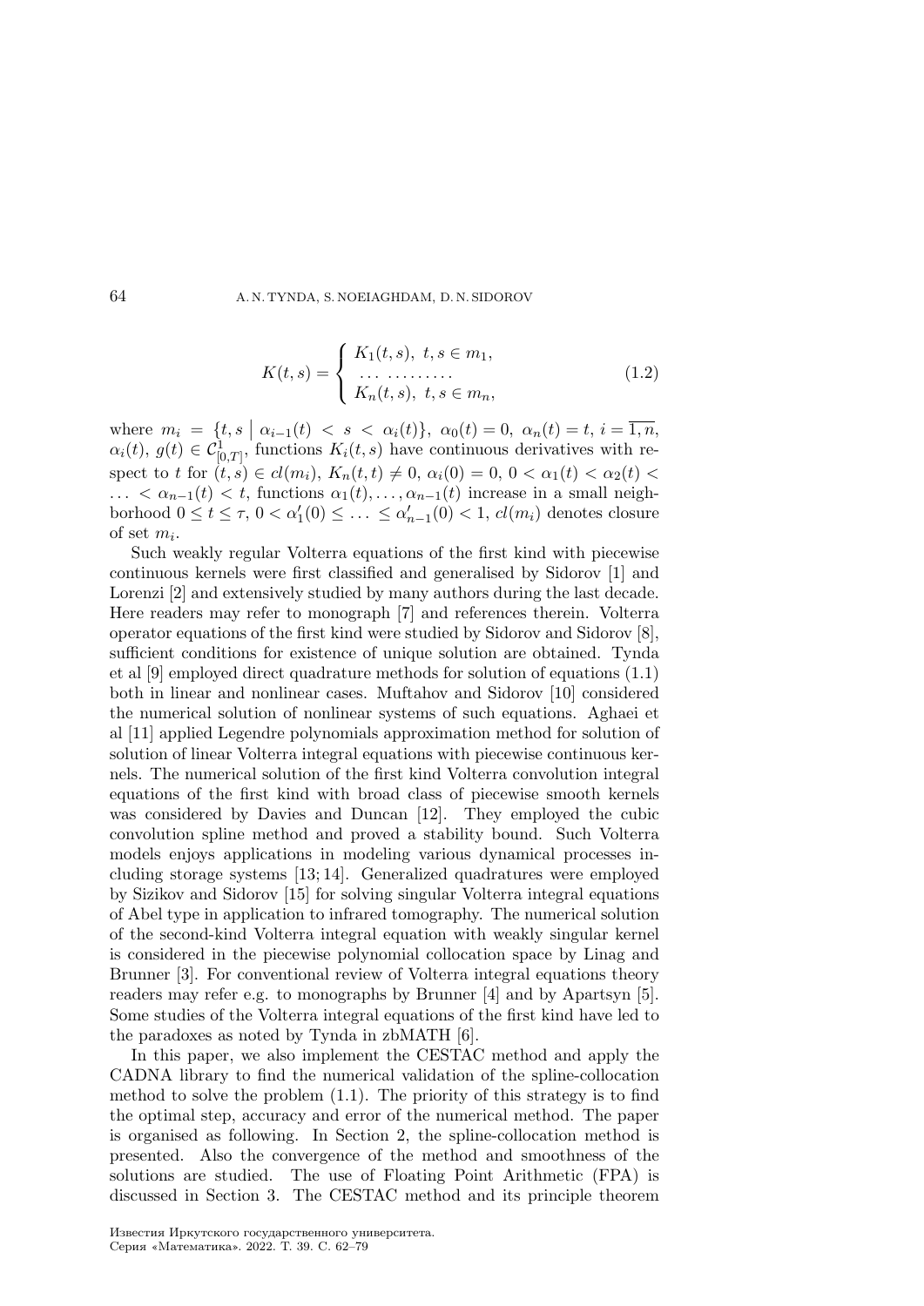$$
K(t,s) = \begin{cases} K_1(t,s), \ t,s \in m_1, \\ \dots \dots\dots\dots\dots \\ K_n(t,s), \ t,s \in m_n, \end{cases} \tag{1.2}
$$

where $m_i = \{t, s \mid \alpha_{i-1}(t) < s < \alpha_i(t)\}$, $\alpha_0(t) = 0$, $\alpha_n(t) = t$, $i = \overline{1,n}$, $\alpha_i(t)$, $g(t) \in \mathcal{C}^1_{[0,T]}$, functions $K_i(t,s)$ have continuous derivatives with respect to $t$ for $(t,s) \in cl(m_i)$, $K_n(t,t) \neq 0$, $\alpha_i(0) = 0$, $0 < \alpha_1(t) < \alpha_2(t) < \ldots < \alpha_{n-1}(t) < t$, functions $\alpha_1(t), \ldots, \alpha_{n-1}(t)$ increase in a small neighborhood $0 \le t \le \tau$, $0 < \alpha_1'(0) \le \ldots \le \alpha_{n-1}'(0) < 1$, $cl(m_i)$ denotes closure of set $m_i$.

Such weakly regular Volterra equations of the first kind with piecewise continuous kernels were first classified and generalised by Sidorov [1] and Lorenzi [2] and extensively studied by many authors during the last decade. Here readers may refer to monograph [7] and references therein. Volterra operator equations of the first kind were studied by Sidorov and Sidorov [8], sufficient conditions for existence of unique solution are obtained. Tynda et al [9] employed direct quadrature methods for solution of equations (1.1) both in linear and nonlinear cases. Muftahov and Sidorov [10] considered the numerical solution of nonlinear systems of such equations. Aghaei et al [11] applied Legendre polynomials approximation method for solution of solution of linear Volterra integral equations with piecewise continuous kernels. The numerical solution of the first kind Volterra convolution integral equations of the first kind with broad class of piecewise smooth kernels was considered by Davies and Duncan [12]. They employed the cubic convolution spline method and proved a stability bound. Such Volterra models enjoys applications in modeling various dynamical processes including storage systems [13; 14]. Generalized quadratures were employed by Sizikov and Sidorov [15] for solving singular Volterra integral equations of Abel type in application to infrared tomography. The numerical solution of the second-kind Volterra integral equation with weakly singular kernel is considered in the piecewise polynomial collocation space by Linag and Brunner [3]. For conventional review of Volterra integral equations theory readers may refer e.g. to monographs by Brunner [4] and by Apartsyn [5]. Some studies of the Volterra integral equations of the first kind have led to the paradoxes as noted by Tynda in zbMATH [6].

In this paper, we also implement the CESTAC method and apply the CADNA library to find the numerical validation of the spline-collocation method to solve the problem (1.1). The priority of this strategy is to find the optimal step, accuracy and error of the numerical method. The paper is organised as following. In Section 2, the spline-collocation method is presented. Also the convergence of the method and smoothness of the solutions are studied. The use of Floating Point Arithmetic (FPA) is discussed in Section 3. The CESTAC method and its principle theorem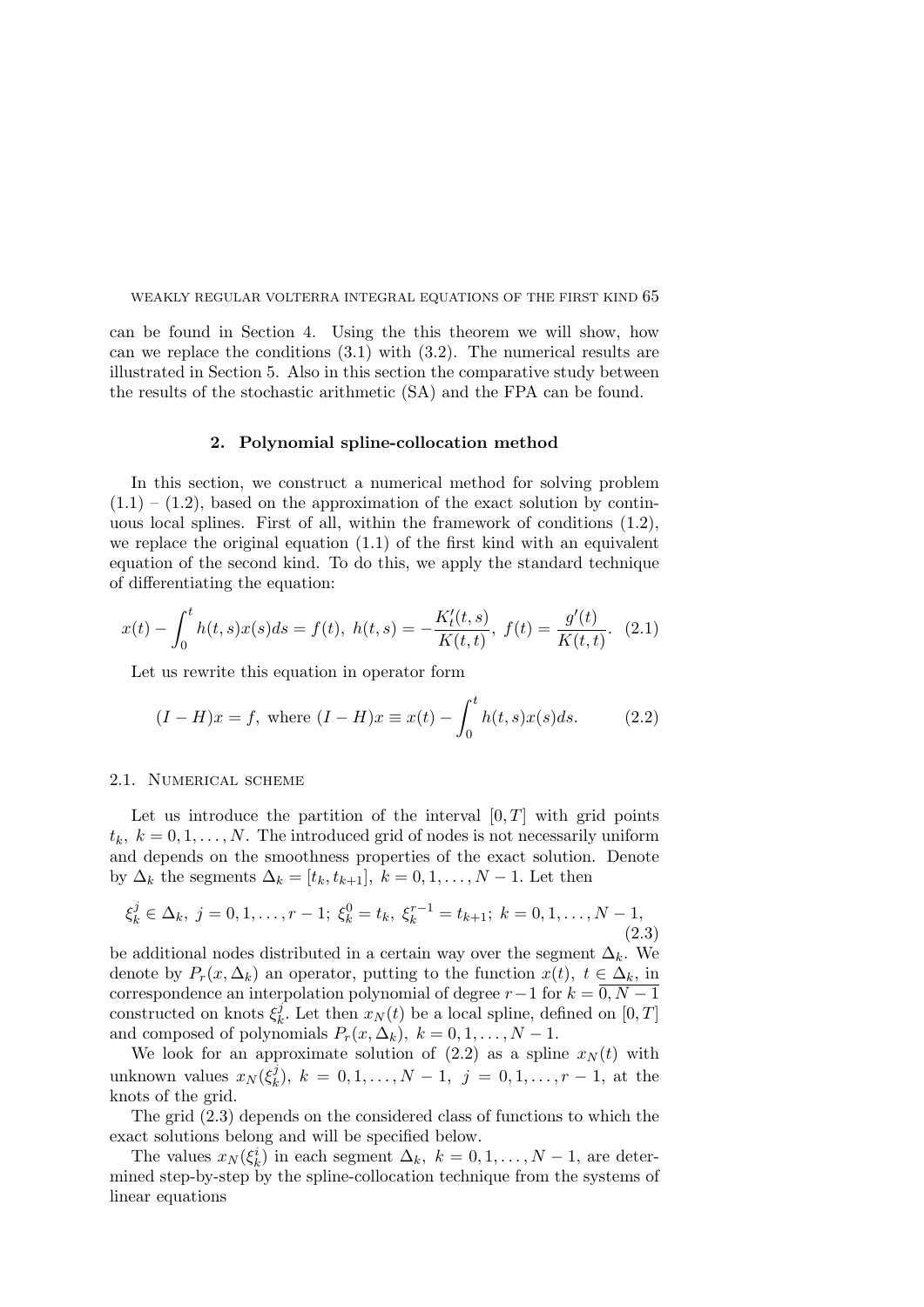can be found in Section 4. Using the this theorem we will show, how can we replace the conditions (3.1) with (3.2). The numerical results are illustrated in Section 5. Also in this section the comparative study between the results of the stochastic arithmetic (SA) and the FPA can be found.

## 2. Polynomial spline-collocation method

In this section, we construct a numerical method for solving problem (1.1) – (1.2), based on the approximation of the exact solution by continuous local splines. First of all, within the framework of conditions (1.2), we replace the original equation (1.1) of the first kind with an equivalent equation of the second kind. To do this, we apply the standard technique of differentiating the equation:

$$x(t) - \int_0^t h(t,s)x(s)ds = f(t),\ h(t,s) = -\frac{K_t'(t,s)}{K(t,t)},\ f(t) = \frac{g'(t)}{K(t,t)}. \quad (2.1)$$

Let us rewrite this equation in operator form

$$(I-H)x = f, \text{ where } (I-H)x \equiv x(t) - \int_0^t h(t,s)x(s)ds. \quad (2.2)$$

### 2.1. Numerical scheme

Let us introduce the partition of the interval $[0,T]$ with grid points $t_k,\ k = 0,1,\ldots,N$. The introduced grid of nodes is not necessarily uniform and depends on the smoothness properties of the exact solution. Denote by $\Delta_k$ the segments $\Delta_k = [t_k, t_{k+1}],\ k = 0,1,\ldots,N-1$. Let then

$$\xi_k^j \in \Delta_k,\ j = 0,1,\ldots,r-1;\ \xi_k^0 = t_k,\ \xi_k^{r-1} = t_{k+1};\ k = 0,1,\ldots,N-1, \quad (2.3)$$

be additional nodes distributed in a certain way over the segment $\Delta_k$. We denote by $P_r(x,\Delta_k)$ an operator, putting to the function $x(t),\ t \in \Delta_k$, in correspondence an interpolation polynomial of degree $r-1$ for $k = \overline{0, N-1}$ constructed on knots $\xi_k^j$. Let then $x_N(t)$ be a local spline, defined on $[0,T]$ and composed of polynomials $P_r(x,\Delta_k),\ k = 0,1,\ldots,N-1$.

We look for an approximate solution of (2.2) as a spline $x_N(t)$ with unknown values $x_N(\xi_k^j),\ k = 0,1,\ldots,N-1,\ j = 0,1,\ldots,r-1$, at the knots of the grid.

The grid (2.3) depends on the considered class of functions to which the exact solutions belong and will be specified below.

The values $x_N(\xi_k^i)$ in each segment $\Delta_k,\ k = 0,1,\ldots,N-1$, are determined step-by-step by the spline-collocation technique from the systems of linear equations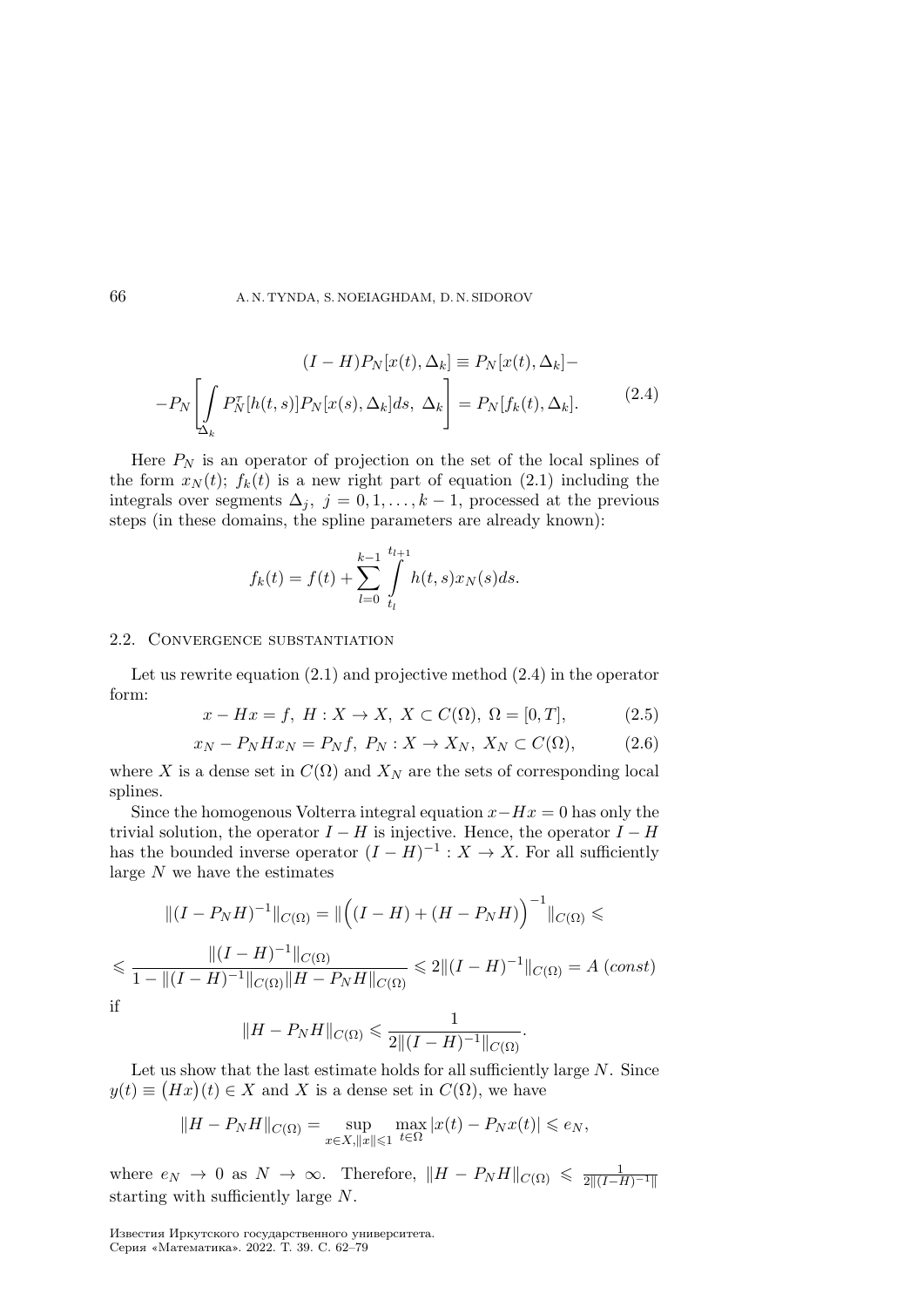$$
\begin{aligned}
&(I-H)P_N[x(t),\Delta_k] \equiv P_N[x(t),\Delta_k] - \\
&-P_N\left[\int\limits_{\Delta_k} P_N^{\tau}[h(t,s)]P_N[x(s),\Delta_k]ds,\ \Delta_k\right] = P_N[f_k(t),\Delta_k].
\end{aligned}
\tag{2.4}
$$

Here $P_N$ is an operator of projection on the set of the local splines of the form $x_N(t)$; $f_k(t)$ is a new right part of equation (2.1) including the integrals over segments $\Delta_j,\ j=0,1,\ldots,k-1$, processed at the previous steps (in these domains, the spline parameters are already known):

$$
f_k(t) = f(t) + \sum_{l=0}^{k-1} \int\limits_{t_l}^{t_{l+1}} h(t,s)x_N(s)ds.
$$

### 2.2. Convergence substantiation

Let us rewrite equation (2.1) and projective method (2.4) in the operator form:

$$
x - Hx = f,\ H: X \to X,\ X \subset C(\Omega),\ \Omega = [0,T], \tag{2.5}
$$

$$
x_N - P_N H x_N = P_N f,\ P_N: X \to X_N,\ X_N \subset C(\Omega), \tag{2.6}
$$

where $X$ is a dense set in $C(\Omega)$ and $X_N$ are the sets of corresponding local splines.

Since the homogenous Volterra integral equation $x - Hx = 0$ has only the trivial solution, the operator $I-H$ is injective. Hence, the operator $I-H$ has the bounded inverse operator $(I-H)^{-1}: X \to X$. For all sufficiently large $N$ we have the estimates

$$
\|(I-P_N H)^{-1}\|_{C(\Omega)} = \|\Big((I-H)+(H-P_N H)\Big)^{-1}\|_{C(\Omega)} \leqslant
$$

$$
\leqslant \frac{\|(I-H)^{-1}\|_{C(\Omega)}}{1-\|(I-H)^{-1}\|_{C(\Omega)}\|H-P_N H\|_{C(\Omega)}} \leqslant 2\|(I-H)^{-1}\|_{C(\Omega)} = A\ (const)
$$

if

$$
\|H - P_N H\|_{C(\Omega)} \leqslant \frac{1}{2\|(I-H)^{-1}\|_{C(\Omega)}}.
$$

Let us show that the last estimate holds for all sufficiently large $N$. Since $y(t) \equiv \big(Hx\big)(t) \in X$ and $X$ is a dense set in $C(\Omega)$, we have

$$
\|H - P_N H\|_{C(\Omega)} = \sup_{x\in X, \|x\|\leqslant 1} \max_{t\in\Omega} |x(t) - P_N x(t)| \leqslant e_N,
$$

where $e_N \to 0$ as $N \to \infty$. Therefore, $\|H - P_N H\|_{C(\Omega)} \leqslant \frac{1}{2\|(I-H)^{-1}\|}$ starting with sufficiently large $N$.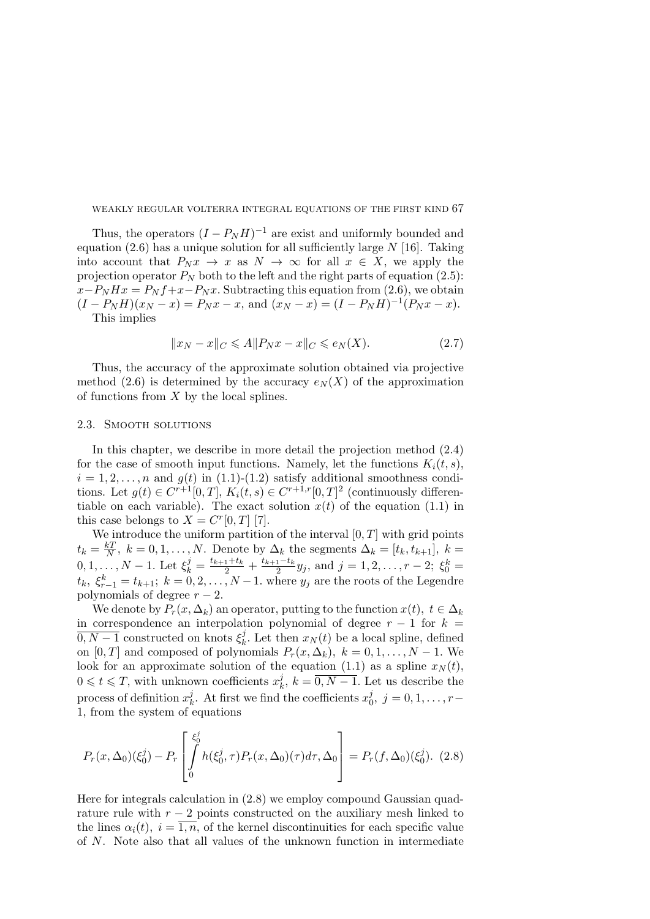Thus, the operators $(I - P_N H)^{-1}$ are exist and uniformly bounded and equation (2.6) has a unique solution for all sufficiently large $N$ [16]. Taking into account that $P_N x \to x$ as $N \to \infty$ for all $x \in X$, we apply the projection operator $P_N$ both to the left and the right parts of equation (2.5): $x - P_N Hx = P_N f + x - P_N x$. Subtracting this equation from (2.6), we obtain $(I - P_N H)(x_N - x) = P_N x - x$, and $(x_N - x) = (I - P_N H)^{-1}(P_N x - x)$.

This implies

$$\|x_N - x\|_C \leqslant A \|P_N x - x\|_C \leqslant e_N(X). \tag{2.7}$$

Thus, the accuracy of the approximate solution obtained via projective method (2.6) is determined by the accuracy $e_N(X)$ of the approximation of functions from $X$ by the local splines.

## 2.3. Smooth solutions

In this chapter, we describe in more detail the projection method (2.4) for the case of smooth input functions. Namely, let the functions $K_i(t,s)$, $i = 1, 2, \ldots, n$ and $g(t)$ in (1.1)-(1.2) satisfy additional smoothness conditions. Let $g(t) \in C^{r+1}[0,T]$, $K_i(t,s) \in C^{r+1,r}[0,T]^2$ (continuously differentiable on each variable). The exact solution $x(t)$ of the equation (1.1) in this case belongs to $X = C^r[0,T]$ [7].

We introduce the uniform partition of the interval $[0,T]$ with grid points $t_k = \frac{kT}{N}$, $k = 0, 1, \ldots, N$. Denote by $\Delta_k$ the segments $\Delta_k = [t_k, t_{k+1}]$, $k = 0, 1, \ldots, N-1$. Let $\xi_k^j = \frac{t_{k+1}+t_k}{2} + \frac{t_{k+1}-t_k}{2} y_j$, and $j = 1, 2, \ldots, r-2$; $\xi_0^k = t_k$, $\xi_{r-1}^k = t_{k+1}$; $k = 0, 2, \ldots, N-1$. where $y_j$ are the roots of the Legendre polynomials of degree $r-2$.

We denote by $P_r(x, \Delta_k)$ an operator, putting to the function $x(t)$, $t \in \Delta_k$ in correspondence an interpolation polynomial of degree $r-1$ for $k = \overline{0, N-1}$ constructed on knots $\xi_k^j$. Let then $x_N(t)$ be a local spline, defined on $[0,T]$ and composed of polynomials $P_r(x, \Delta_k)$, $k = 0, 1, \ldots, N-1$. We look for an approximate solution of the equation (1.1) as a spline $x_N(t)$, $0 \leqslant t \leqslant T$, with unknown coefficients $x_k^j$, $k = \overline{0, N-1}$. Let us describe the process of definition $x_k^j$. At first we find the coefficients $x_0^j$, $j = 0, 1, \ldots, r-1$, from the system of equations

$$P_r(x, \Delta_0)(\xi_0^j) - P_r\left[\int_0^{\xi_0^j} h(\xi_0^j, \tau) P_r(x, \Delta_0)(\tau) d\tau, \Delta_0\right] = P_r(f, \Delta_0)(\xi_0^j). \tag{2.8}$$

Here for integrals calculation in (2.8) we employ compound Gaussian quadrature rule with $r-2$ points constructed on the auxiliary mesh linked to the lines $\alpha_i(t)$, $i = \overline{1, n}$, of the kernel discontinuities for each specific value of $N$. Note also that all values of the unknown function in intermediate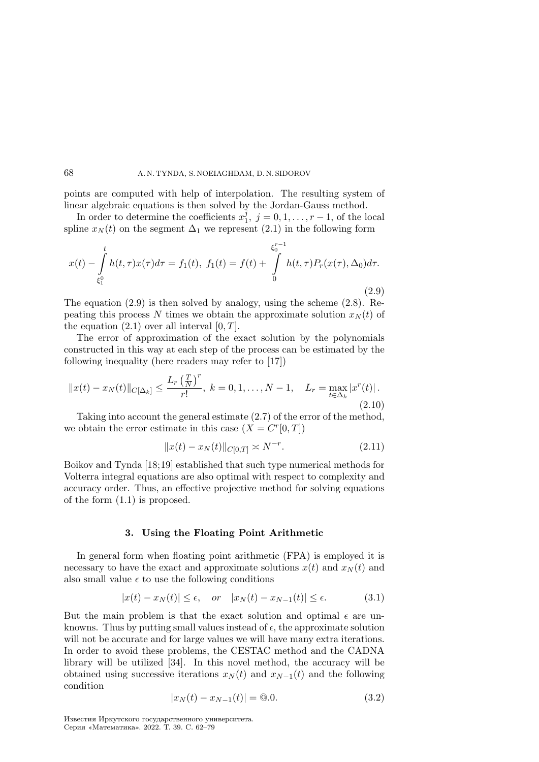points are computed with help of interpolation. The resulting system of linear algebraic equations is then solved by the Jordan-Gauss method.

In order to determine the coefficients $x_1^j,\ j = 0, 1, \ldots, r-1$, of the local spline $x_N(t)$ on the segment $\Delta_1$ we represent (2.1) in the following form

$$x(t) - \int\limits_{\xi_1^0}^{t} h(t,\tau)x(\tau)d\tau = f_1(t),\ f_1(t) = f(t) + \int\limits_{0}^{\xi_0^{r-1}} h(t,\tau)P_r(x(\tau),\Delta_0)d\tau. \tag{2.9}$$

The equation (2.9) is then solved by analogy, using the scheme (2.8). Repeating this process $N$ times we obtain the approximate solution $x_N(t)$ of the equation (2.1) over all interval $[0,T]$.

The error of approximation of the exact solution by the polynomials constructed in this way at each step of the process can be estimated by the following inequality (here readers may refer to [17])

$$\|x(t) - x_N(t)\|_{C[\Delta_k]} \leq \frac{L_r \left(\frac{T}{N}\right)^r}{r!},\ k = 0, 1, \ldots, N-1, \quad L_r = \max_{t\in\Delta_k} |x^r(t)|\,. \tag{2.10}$$

Taking into account the general estimate (2.7) of the error of the method, we obtain the error estimate in this case ($X = C^r[0,T]$)

$$\|x(t) - x_N(t)\|_{C[0,T]} \asymp N^{-r}. \tag{2.11}$$

Boikov and Tynda [18;19] established that such type numerical methods for Volterra integral equations are also optimal with respect to complexity and accuracy order. Thus, an effective projective method for solving equations of the form (1.1) is proposed.

## 3. Using the Floating Point Arithmetic

In general form when floating point arithmetic (FPA) is employed it is necessary to have the exact and approximate solutions $x(t)$ and $x_N(t)$ and also small value $\epsilon$ to use the following conditions

$$|x(t) - x_N(t)| \leq \epsilon, \quad or \quad |x_N(t) - x_{N-1}(t)| \leq \epsilon. \tag{3.1}$$

But the main problem is that the exact solution and optimal $\epsilon$ are unknowns. Thus by putting small values instead of $\epsilon$, the approximate solution will not be accurate and for large values we will have many extra iterations. In order to avoid these problems, the CESTAC method and the CADNA library will be utilized [34]. In this novel method, the accuracy will be obtained using successive iterations $x_N(t)$ and $x_{N-1}(t)$ and the following condition

$$|x_N(t) - x_{N-1}(t)| = @.0. \tag{3.2}$$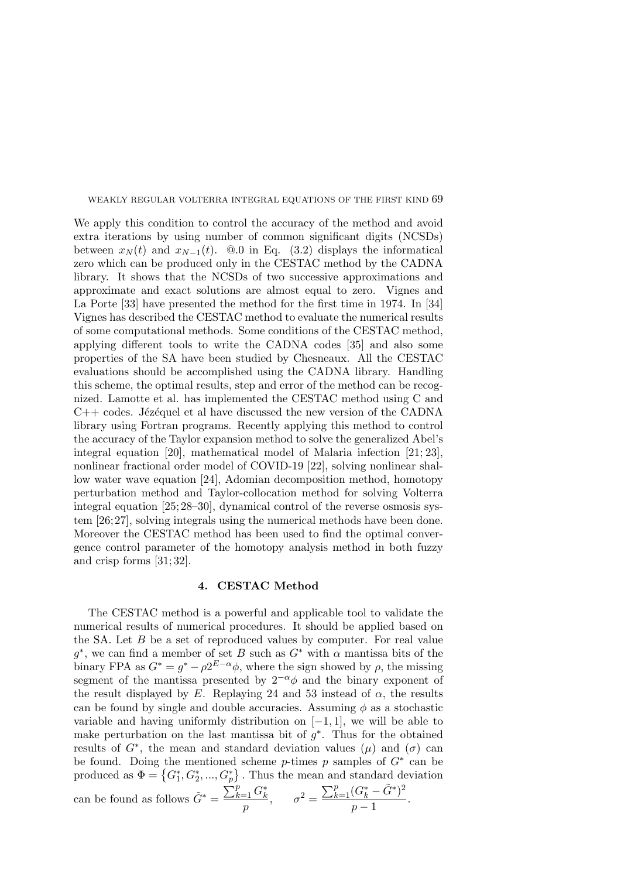We apply this condition to control the accuracy of the method and avoid extra iterations by using number of common significant digits (NCSDs) between $x_N(t)$ and $x_{N-1}(t)$. @.0 in Eq. (3.2) displays the informatical zero which can be produced only in the CESTAC method by the CADNA library. It shows that the NCSDs of two successive approximations and approximate and exact solutions are almost equal to zero. Vignes and La Porte [33] have presented the method for the first time in 1974. In [34] Vignes has described the CESTAC method to evaluate the numerical results of some computational methods. Some conditions of the CESTAC method, applying different tools to write the CADNA codes [35] and also some properties of the SA have been studied by Chesneaux. All the CESTAC evaluations should be accomplished using the CADNA library. Handling this scheme, the optimal results, step and error of the method can be recognized. Lamotte et al. has implemented the CESTAC method using C and C++ codes. Jézéquel et al have discussed the new version of the CADNA library using Fortran programs. Recently applying this method to control the accuracy of the Taylor expansion method to solve the generalized Abel's integral equation [20], mathematical model of Malaria infection [21; 23], nonlinear fractional order model of COVID-19 [22], solving nonlinear shallow water wave equation [24], Adomian decomposition method, homotopy perturbation method and Taylor-collocation method for solving Volterra integral equation [25; 28–30], dynamical control of the reverse osmosis system [26; 27], solving integrals using the numerical methods have been done. Moreover the CESTAC method has been used to find the optimal convergence control parameter of the homotopy analysis method in both fuzzy and crisp forms [31; 32].

## 4. CESTAC Method

The CESTAC method is a powerful and applicable tool to validate the numerical results of numerical procedures. It should be applied based on the SA. Let $B$ be a set of reproduced values by computer. For real value $g^*$, we can find a member of set $B$ such as $G^*$ with $\alpha$ mantissa bits of the binary FPA as $G^* = g^* - \rho 2^{E-\alpha}\phi$, where the sign showed by $\rho$, the missing segment of the mantissa presented by $2^{-\alpha}\phi$ and the binary exponent of the result displayed by $E$. Replaying 24 and 53 instead of $\alpha$, the results can be found by single and double accuracies. Assuming $\phi$ as a stochastic variable and having uniformly distribution on $[-1, 1]$, we will be able to make perturbation on the last mantissa bit of $g^*$. Thus for the obtained results of $G^*$, the mean and standard deviation values $(\mu)$ and $(\sigma)$ can be found. Doing the mentioned scheme $p$-times $p$ samples of $G^*$ can be produced as $\Phi = \{G_1^*, G_2^*, ..., G_p^*\}$. Thus the mean and standard deviation can be found as follows $\tilde{G}^* = \dfrac{\sum_{k=1}^{p} G_k^*}{p}, \qquad \sigma^2 = \dfrac{\sum_{k=1}^{p}(G_k^* - \tilde{G}^*)^2}{p-1}.$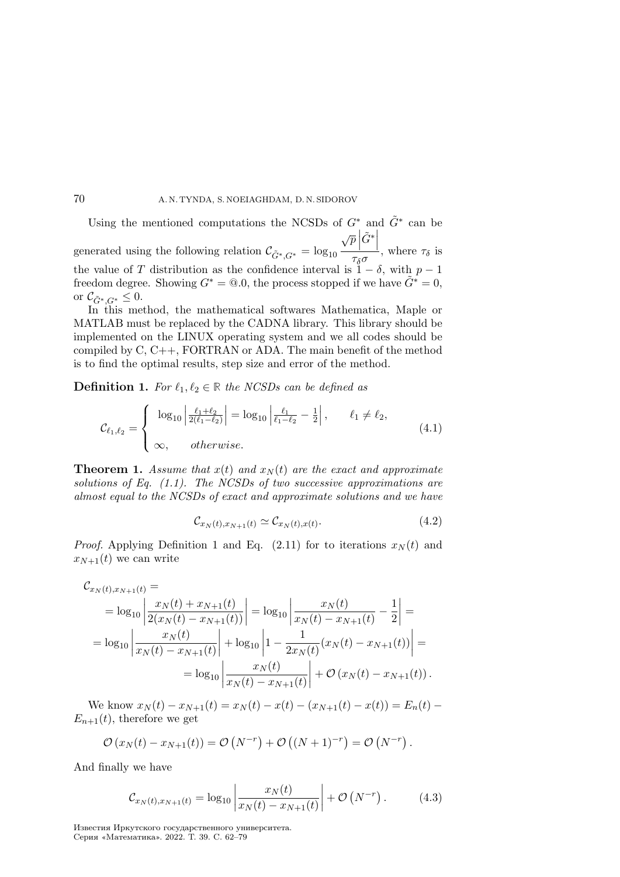Using the mentioned computations the NCSDs of $G^*$ and $\tilde{G}^*$ can be generated using the following relation $\mathcal{C}_{\tilde{G}^*,G^*} = \log_{10} \dfrac{\sqrt{p}\left|\tilde{G}^*\right|}{\tau_\delta \sigma}$, where $\tau_\delta$ is the value of $T$ distribution as the confidence interval is $1-\delta$, with $p-1$ freedom degree. Showing $G^* = @.0$, the process stopped if we have $\tilde{G}^* = 0$, or $\mathcal{C}_{\tilde{G}^*,G^*} \leq 0$.

In this method, the mathematical softwares Mathematica, Maple or MATLAB must be replaced by the CADNA library. This library should be implemented on the LINUX operating system and we all codes should be compiled by C, C++, FORTRAN or ADA. The main benefit of the method is to find the optimal results, step size and error of the method.

**Definition 1.** *For $\ell_1, \ell_2 \in \mathbb{R}$ the NCSDs can be defined as*

$$\mathcal{C}_{\ell_1,\ell_2} = \begin{cases} \log_{10}\left|\frac{\ell_1+\ell_2}{2(\ell_1-\ell_2)}\right| = \log_{10}\left|\frac{\ell_1}{\ell_1-\ell_2} - \frac{1}{2}\right|, & \ell_1 \neq \ell_2, \\ \\ \infty, & otherwise. \end{cases} \tag{4.1}$$

**Theorem 1.** *Assume that $x(t)$ and $x_N(t)$ are the exact and approximate solutions of Eq. (1.1). The NCSDs of two successive approximations are almost equal to the NCSDs of exact and approximate solutions and we have*

$$\mathcal{C}_{x_N(t),x_{N+1}(t)} \simeq \mathcal{C}_{x_N(t),x(t)}. \tag{4.2}$$

*Proof.* Applying Definition 1 and Eq. (2.11) for to iterations $x_N(t)$ and $x_{N+1}(t)$ we can write

$$\begin{aligned}
&\mathcal{C}_{x_N(t),x_{N+1}(t)} = \\
&\quad = \log_{10}\left|\frac{x_N(t)+x_{N+1}(t)}{2(x_N(t)-x_{N+1}(t))}\right| = \log_{10}\left|\frac{x_N(t)}{x_N(t)-x_{N+1}(t)} - \frac{1}{2}\right| = \\
&\quad = \log_{10}\left|\frac{x_N(t)}{x_N(t)-x_{N+1}(t)}\right| + \log_{10}\left|1 - \frac{1}{2x_N(t)}(x_N(t)-x_{N+1}(t))\right| = \\
&\qquad\qquad = \log_{10}\left|\frac{x_N(t)}{x_N(t)-x_{N+1}(t)}\right| + \mathcal{O}\left(x_N(t)-x_{N+1}(t)\right).
\end{aligned}$$

We know $x_N(t) - x_{N+1}(t) = x_N(t) - x(t) - (x_{N+1}(t) - x(t)) = E_n(t) - E_{n+1}(t)$, therefore we get

$$\mathcal{O}\left(x_N(t)-x_{N+1}(t)\right) = \mathcal{O}\left(N^{-r}\right) + \mathcal{O}\left((N+1)^{-r}\right) = \mathcal{O}\left(N^{-r}\right).$$

And finally we have

$$\mathcal{C}_{x_N(t),x_{N+1}(t)} = \log_{10}\left|\frac{x_N(t)}{x_N(t)-x_{N+1}(t)}\right| + \mathcal{O}\left(N^{-r}\right). \tag{4.3}$$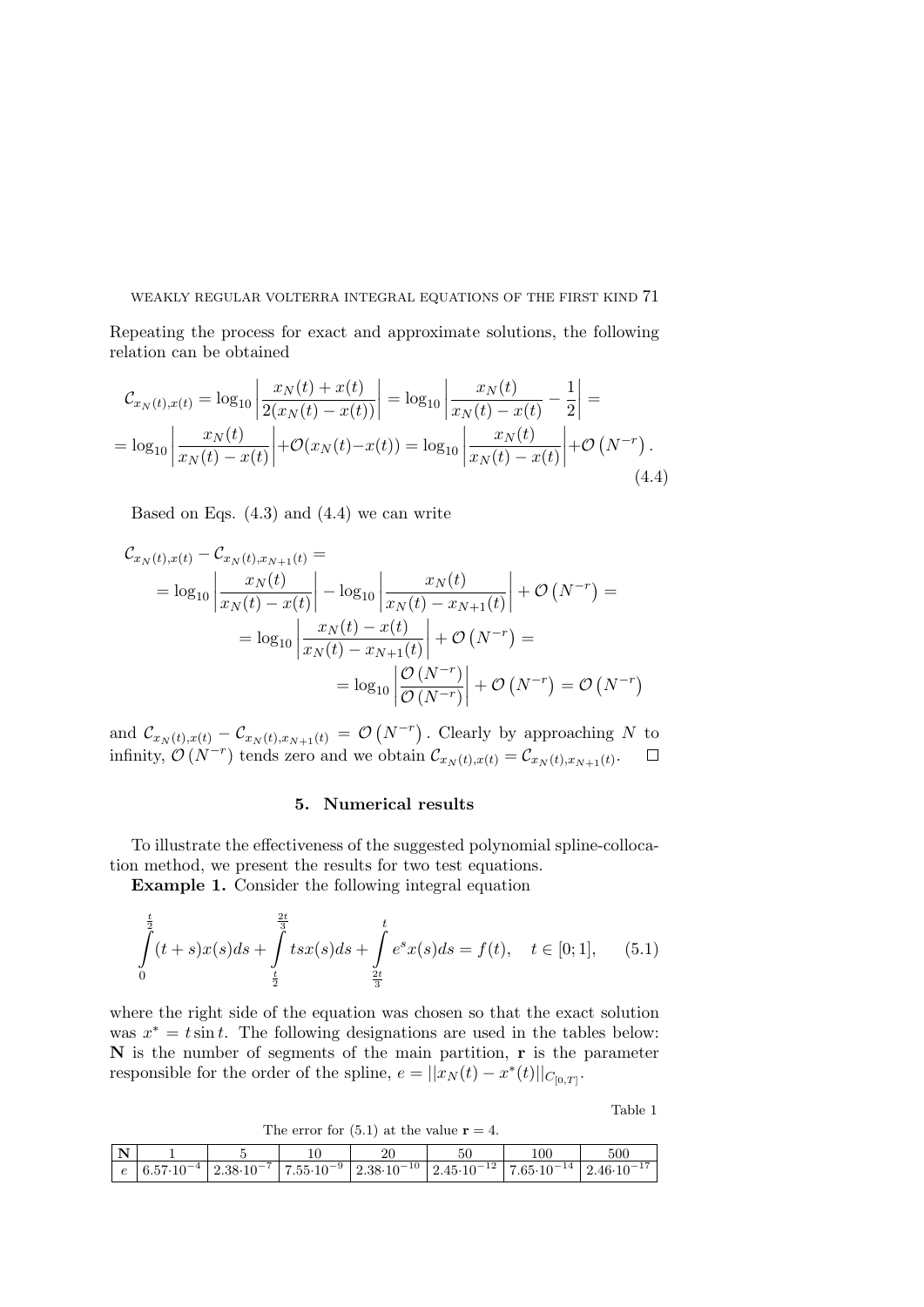Repeating the process for exact and approximate solutions, the following relation can be obtained

$$
\begin{aligned}
\mathcal{C}_{x_N(t),x(t)} &= \log_{10}\left|\frac{x_N(t)+x(t)}{2(x_N(t)-x(t))}\right| = \log_{10}\left|\frac{x_N(t)}{x_N(t)-x(t)}-\frac{1}{2}\right| = \\
&= \log_{10}\left|\frac{x_N(t)}{x_N(t)-x(t)}\right| + \mathcal{O}(x_N(t)-x(t)) = \log_{10}\left|\frac{x_N(t)}{x_N(t)-x(t)}\right| + \mathcal{O}\left(N^{-r}\right).
\end{aligned} \tag{4.4}
$$

Based on Eqs. (4.3) and (4.4) we can write

$$
\begin{aligned}
&\mathcal{C}_{x_N(t),x(t)} - \mathcal{C}_{x_N(t),x_{N+1}(t)} = \\
&\quad = \log_{10}\left|\frac{x_N(t)}{x_N(t)-x(t)}\right| - \log_{10}\left|\frac{x_N(t)}{x_N(t)-x_{N+1}(t)}\right| + \mathcal{O}\left(N^{-r}\right) = \\
&\quad\quad = \log_{10}\left|\frac{x_N(t)-x(t)}{x_N(t)-x_{N+1}(t)}\right| + \mathcal{O}\left(N^{-r}\right) = \\
&\quad\quad\quad = \log_{10}\left|\frac{\mathcal{O}\left(N^{-r}\right)}{\mathcal{O}\left(N^{-r}\right)}\right| + \mathcal{O}\left(N^{-r}\right) = \mathcal{O}\left(N^{-r}\right)
\end{aligned}
$$

and $\mathcal{C}_{x_N(t),x(t)} - \mathcal{C}_{x_N(t),x_{N+1}(t)} = \mathcal{O}\left(N^{-r}\right)$. Clearly by approaching $N$ to infinity, $\mathcal{O}\left(N^{-r}\right)$ tends zero and we obtain $\mathcal{C}_{x_N(t),x(t)} = \mathcal{C}_{x_N(t),x_{N+1}(t)}$. $\square$

## 5. Numerical results

To illustrate the effectiveness of the suggested polynomial spline-collocation method, we present the results for two test equations.

**Example 1.** Consider the following integral equation

$$
\int_0^{\frac{t}{2}} (t+s)x(s)ds + \int_{\frac{t}{2}}^{\frac{2t}{3}} tsx(s)ds + \int_{\frac{2t}{3}}^{t} e^s x(s)ds = f(t), \quad t \in [0;1], \tag{5.1}
$$

where the right side of the equation was chosen so that the exact solution was $x^* = t\sin t$. The following designations are used in the tables below: **N** is the number of segments of the main partition, **r** is the parameter responsible for the order of the spline, $e = ||x_N(t) - x^*(t)||_{C_{[0,T]}}$.

Table 1

The error for (5.1) at the value $\mathbf{r} = 4$.

| **N** | 1 | 5 | 10 | 20 | 50 | 100 | 500 |
|---|---|---|---|---|---|---|---|
| $e$ | $6.57 \cdot 10^{-4}$ | $2.38 \cdot 10^{-7}$ | $7.55 \cdot 10^{-9}$ | $2.38 \cdot 10^{-10}$ | $2.45 \cdot 10^{-12}$ | $7.65 \cdot 10^{-14}$ | $2.46 \cdot 10^{-17}$ |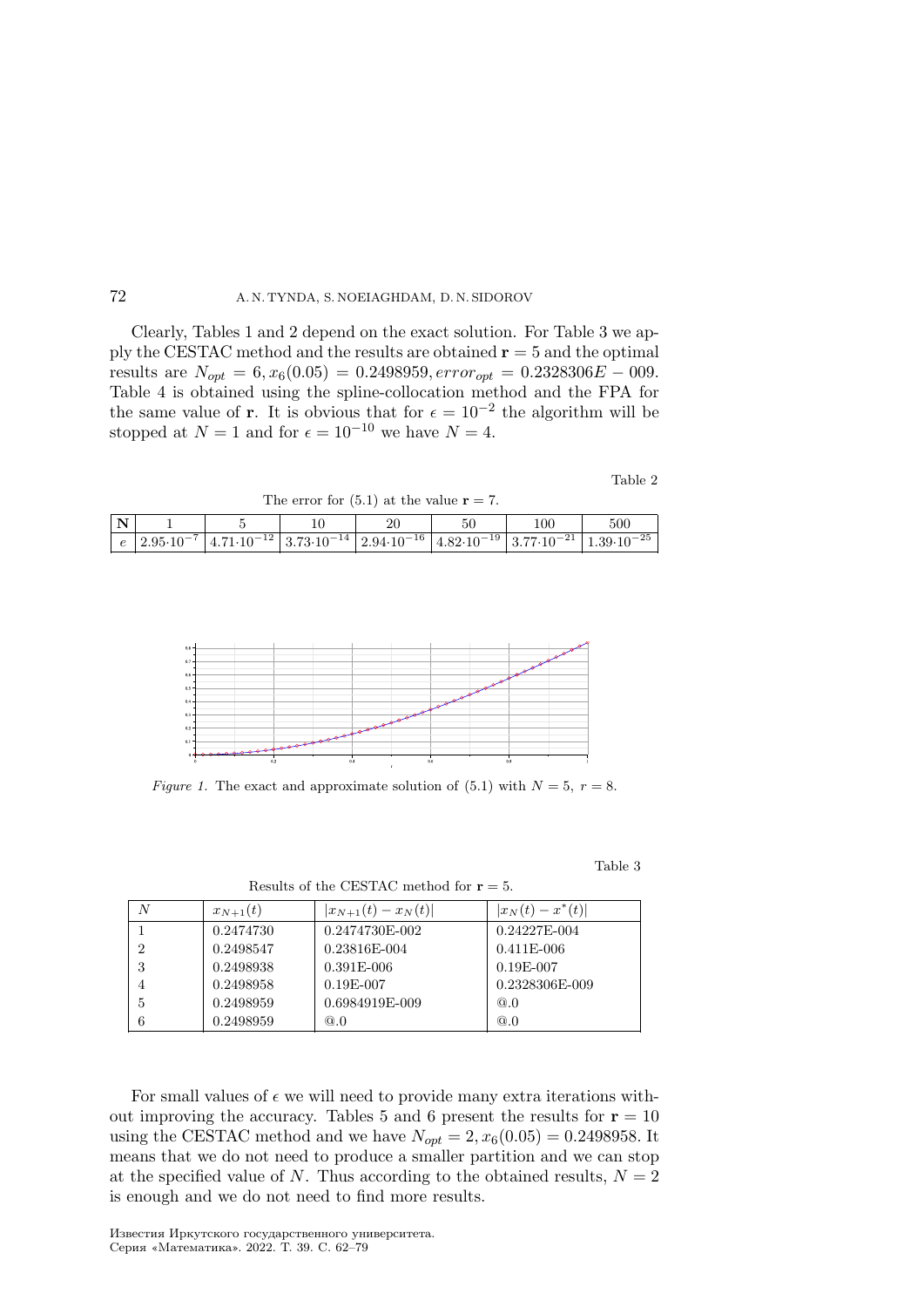Clearly, Tables 1 and 2 depend on the exact solution. For Table 3 we apply the CESTAC method and the results are obtained $\mathbf{r} = 5$ and the optimal results are $N_{opt} = 6, x_6(0.05) = 0.2498959, error_{opt} = 0.2328306E - 009$. Table 4 is obtained using the spline-collocation method and the FPA for the same value of $\mathbf{r}$. It is obvious that for $\epsilon = 10^{-2}$ the algorithm will be stopped at $N = 1$ and for $\epsilon = 10^{-10}$ we have $N = 4$.

Table 2

The error for (5.1) at the value $\mathbf{r} = 7$.

| **N** | 1 | 5 | 10 | 20 | 50 | 100 | 500 |
|---|---|---|---|---|---|---|---|
| $e$ | $2.95{\cdot}10^{-7}$ | $4.71{\cdot}10^{-12}$ | $3.73{\cdot}10^{-14}$ | $2.94{\cdot}10^{-16}$ | $4.82{\cdot}10^{-19}$ | $3.77{\cdot}10^{-21}$ | $1.39{\cdot}10^{-25}$ |

*Figure 1.* The exact and approximate solution of (5.1) with $N = 5,\ r = 8$.

Table 3

Results of the CESTAC method for $\mathbf{r} = 5$.

| $N$ | $x_{N+1}(t)$ | $\lvert x_{N+1}(t) - x_N(t)\rvert$ | $\lvert x_N(t) - x^*(t)\rvert$ |
|---|---|---|---|
| 1 | 0.2474730 | 0.2474730E-002 | 0.24227E-004 |
| 2 | 0.2498547 | 0.23816E-004 | 0.411E-006 |
| 3 | 0.2498938 | 0.391E-006 | 0.19E-007 |
| 4 | 0.2498958 | 0.19E-007 | 0.2328306E-009 |
| 5 | 0.2498959 | 0.6984919E-009 | @.0 |
| 6 | 0.2498959 | @.0 | @.0 |

For small values of $\epsilon$ we will need to provide many extra iterations without improving the accuracy. Tables 5 and 6 present the results for $\mathbf{r} = 10$ using the CESTAC method and we have $N_{opt} = 2, x_6(0.05) = 0.2498958$. It means that we do not need to produce a smaller partition and we can stop at the specified value of $N$. Thus according to the obtained results, $N = 2$ is enough and we do not need to find more results.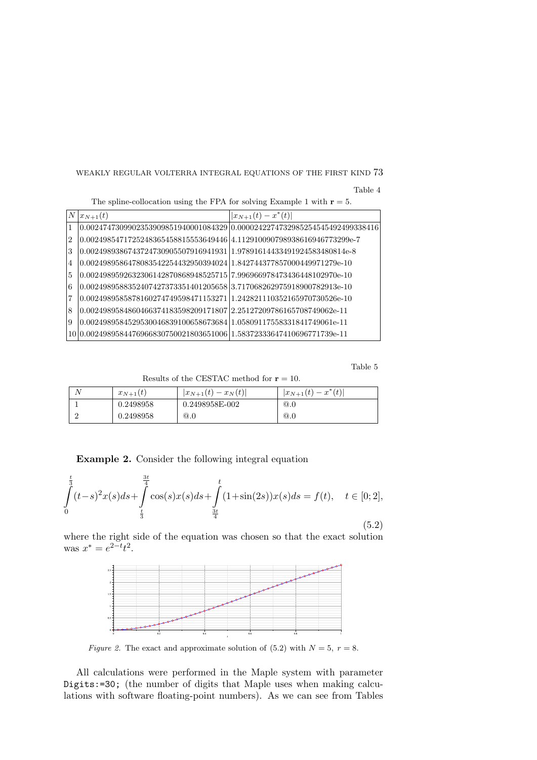Table 4

The spline-collocation using the FPA for solving Example 1 with $\mathbf{r} = 5$.

| $N$ | $x_{N+1}(t)$ | $\lvert x_{N+1}(t) - x^*(t)\rvert$ |
|---|---|---|
| 1 | 0.0024747309902353909851940001084329 | 0.0000242274732985254545492499338416 |
| 2 | 0.0024985471725248365458815553649446 | 4.1129100907989386169467732 99e-7 |
| 3 | 0.0024989386743724730905507916941931 | 1.9789161443349192458348 0814e-8 |
| 4 | 0.0024989586478083542254432950394024 | 1.8427443778570004499712 79e-10 |
| 5 | 0.0024989592632306142870868948525715 | 7.9969669784734364481029 70e-10 |
| 6 | 0.0024989588352407427373351401205658 | 3.7170682629759189007829 13e-10 |
| 7 | 0.0024989585878160274749598471153271 | 1.2428211103521659707305 26e-10 |
| 8 | 0.0024989584860466374183598209171807 | 2.2512720978616570874906 2e-11 |
| 9 | 0.0024989584529530046839100658673684 | 1.0580911755833184174906 1e-11 |
| 10 | 0.0024989584476966830750021803651006 | 1.5837233364741069677173 9e-11 |

Table 5

Results of the CESTAC method for $\mathbf{r} = 10$.

| $N$ | $x_{N+1}(t)$ | $\lvert x_{N+1}(t) - x_N(t)\rvert$ | $\lvert x_{N+1}(t) - x^*(t)\rvert$ |
|---|---|---|---|
| 1 | 0.2498958 | 0.2498958E-002 | @.0 |
| 2 | 0.2498958 | @.0 | @.0 |

**Example 2.** Consider the following integral equation

$$\int_0^{\frac{t}{3}} (t-s)^2 x(s)ds + \int_{\frac{t}{3}}^{\frac{3t}{4}} \cos(s)x(s)ds + \int_{\frac{3t}{4}}^{t} (1+\sin(2s))x(s)ds = f(t), \quad t \in [0;2], \tag{5.2}$$

where the right side of the equation was chosen so that the exact solution was $x^* = e^{2-t}t^2$.

*Figure 2.* The exact and approximate solution of (5.2) with $N = 5$, $r = 8$.

All calculations were performed in the Maple system with parameter `Digits:=30;` (the number of digits that Maple uses when making calculations with software floating-point numbers). As we can see from Tables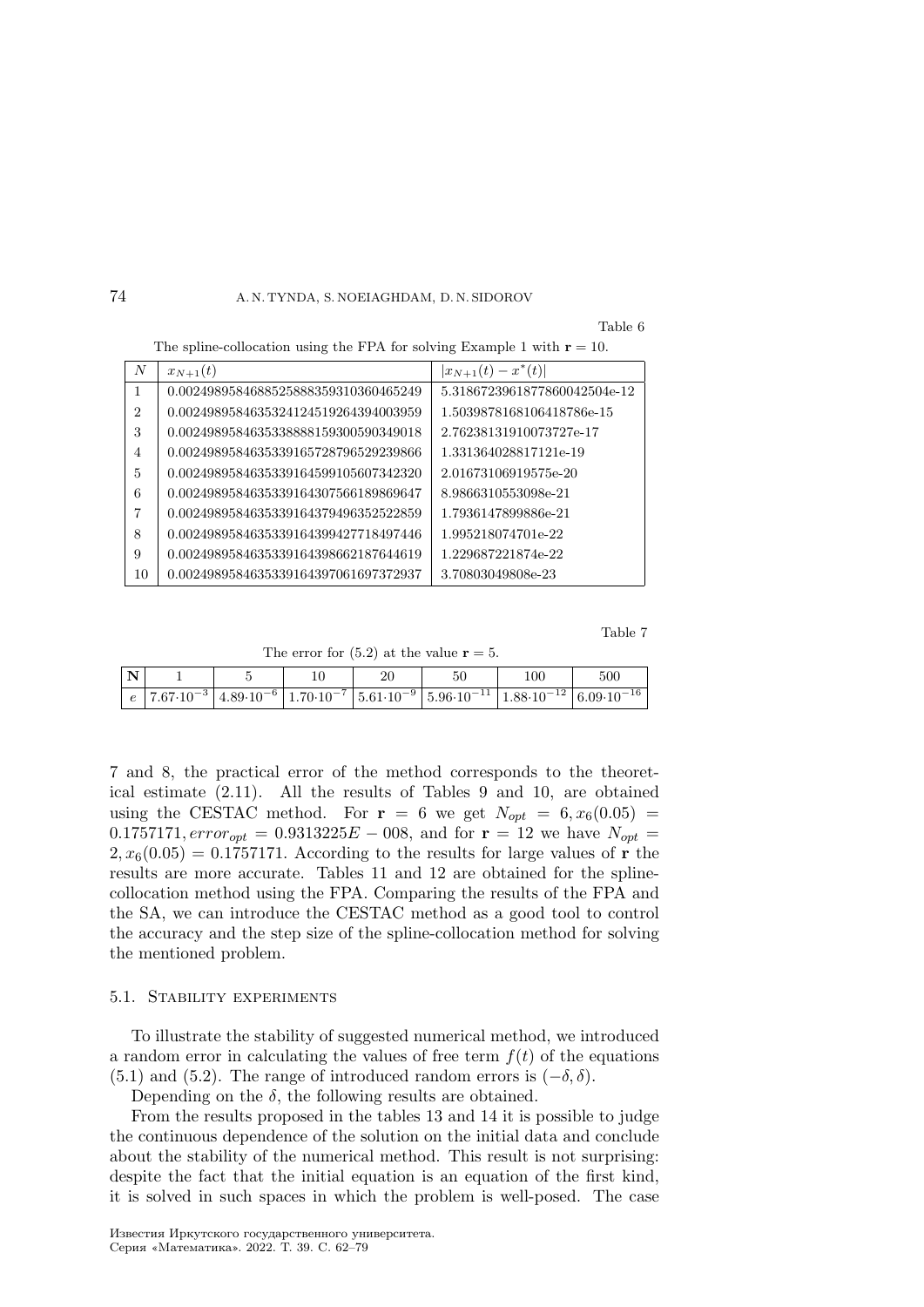Table 6

The spline-collocation using the FPA for solving Example 1 with $\mathbf{r} = 10$.

| $N$ | $x_{N+1}(t)$ | $\|x_{N+1}(t) - x^*(t)\|$ |
|---|---|---|
| 1 | 0.0024989584688525888359310360465249 | 5.3186723961877860042504e-12 |
| 2 | 0.0024989584635324124519264394003959 | 1.5039878168106418786e-15 |
| 3 | 0.0024989584635338888159300590349018 | 2.76238131910073727e-17 |
| 4 | 0.0024989584635339165728796529239866 | 1.331364028817121e-19 |
| 5 | 0.0024989584635339164599105607342320 | 2.01673106919575e-20 |
| 6 | 0.0024989584635339164307566189869647 | 8.9866310553098e-21 |
| 7 | 0.0024989584635339164379496352522859 | 1.7936147899886e-21 |
| 8 | 0.0024989584635339164399427718497446 | 1.995218074701e-22 |
| 9 | 0.0024989584635339164398662187644619 | 1.229687221874e-22 |
| 10 | 0.0024989584635339164397061697372937 | 3.70803049808e-23 |

Table 7

The error for (5.2) at the value $\mathbf{r} = 5$.

| **N** | 1 | 5 | 10 | 20 | 50 | 100 | 500 |
|---|---|---|---|---|---|---|---|
| $e$ | $7.67{\cdot}10^{-3}$ | $4.89{\cdot}10^{-6}$ | $1.70{\cdot}10^{-7}$ | $5.61{\cdot}10^{-9}$ | $5.96{\cdot}10^{-11}$ | $1.88{\cdot}10^{-12}$ | $6.09{\cdot}10^{-16}$ |

7 and 8, the practical error of the method corresponds to the theoretical estimate (2.11). All the results of Tables 9 and 10, are obtained using the CESTAC method. For $\mathbf{r} = 6$ we get $N_{opt} = 6, x_6(0.05) = 0.1757171, error_{opt} = 0.9313225E-008$, and for $\mathbf{r} = 12$ we have $N_{opt} = 2, x_6(0.05) = 0.1757171$. According to the results for large values of $\mathbf{r}$ the results are more accurate. Tables 11 and 12 are obtained for the spline-collocation method using the FPA. Comparing the results of the FPA and the SA, we can introduce the CESTAC method as a good tool to control the accuracy and the step size of the spline-collocation method for solving the mentioned problem.

### 5.1. Stability experiments

To illustrate the stability of suggested numerical method, we introduced a random error in calculating the values of free term $f(t)$ of the equations (5.1) and (5.2). The range of introduced random errors is $(-\delta, \delta)$.

Depending on the $\delta$, the following results are obtained.

From the results proposed in the tables 13 and 14 it is possible to judge the continuous dependence of the solution on the initial data and conclude about the stability of the numerical method. This result is not surprising: despite the fact that the initial equation is an equation of the first kind, it is solved in such spaces in which the problem is well-posed. The case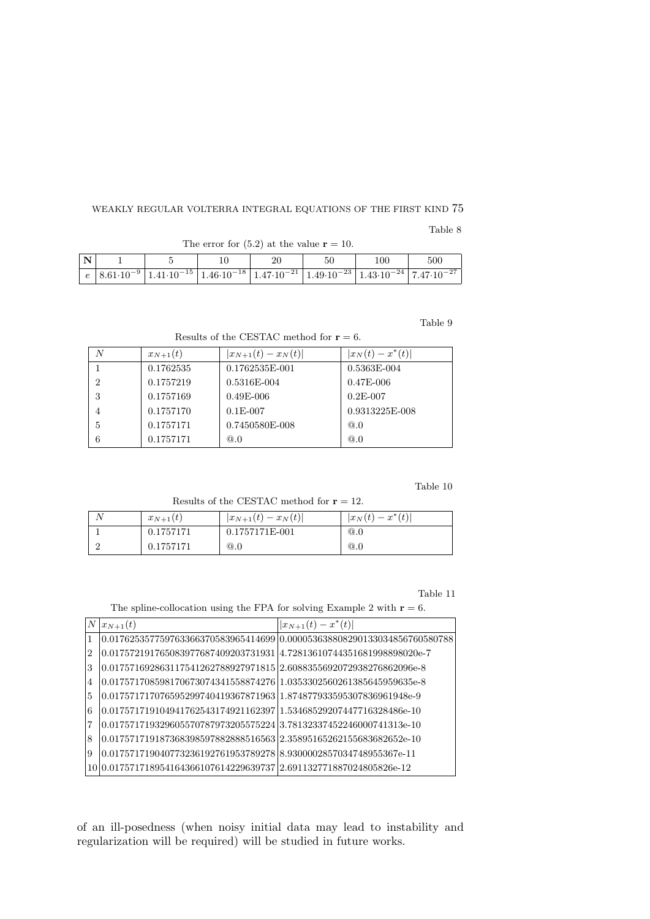Table 8

The error for (5.2) at the value $\mathbf{r} = 10$.

| **N** | 1 | 5 | 10 | 20 | 50 | 100 | 500 |
|---|---|---|---|---|---|---|---|
| $e$ | $8.61 \cdot 10^{-9}$ | $1.41 \cdot 10^{-15}$ | $1.46 \cdot 10^{-18}$ | $1.47 \cdot 10^{-21}$ | $1.49 \cdot 10^{-23}$ | $1.43 \cdot 10^{-24}$ | $7.47 \cdot 10^{-27}$ |

Table 9

Results of the CESTAC method for $\mathbf{r} = 6$.

| $N$ | $x_{N+1}(t)$ | $\lvert x_{N+1}(t) - x_N(t)\rvert$ | $\lvert x_N(t) - x^*(t)\rvert$ |
|---|---|---|---|
| 1 | 0.1762535 | 0.1762535E-001 | 0.5363E-004 |
| 2 | 0.1757219 | 0.5316E-004 | 0.47E-006 |
| 3 | 0.1757169 | 0.49E-006 | 0.2E-007 |
| 4 | 0.1757170 | 0.1E-007 | 0.9313225E-008 |
| 5 | 0.1757171 | 0.7450580E-008 | @.0 |
| 6 | 0.1757171 | @.0 | @.0 |

Table 10

Results of the CESTAC method for $\mathbf{r} = 12$.

| $N$ | $x_{N+1}(t)$ | $\lvert x_{N+1}(t) - x_N(t)\rvert$ | $\lvert x_N(t) - x^*(t)\rvert$ |
|---|---|---|---|
| 1 | 0.1757171 | 0.1757171E-001 | @.0 |
| 2 | 0.1757171 | @.0 | @.0 |

Table 11

The spline-collocation using the FPA for solving Example 2 with $\mathbf{r} = 6$.

| $N$ | $x_{N+1}(t)$ | $\lvert x_{N+1}(t) - x^*(t)\rvert$ |
|---|---|---|
| 1 | 0.01762535775976336637058396541 4699 | 0.000053638808290133034856760580788 |
| 2 | 0.017572191765083977687409203731931 | 4.7281361074435168199889802 0e-7 |
| 3 | 0.017571692863117541262788927971815 | 2.608835569207293827686 2096e-8 |
| 4 | 0.017571708598170673074341558874276 | 1.035330256026138564595 9635e-8 |
| 5 | 0.017571717076595299740419367871963 | 1.874877933595307836961948e-9 |
| 6 | 0.017571719104941762543174921162397 | 1.534685292074477163284 86e-10 |
| 7 | 0.017571719329605570787973205575224 | 3.781323374522460007413 13e-10 |
| 8 | 0.017571719187368398597882888516563 | 2.358951652621556836826 52e-10 |
| 9 | 0.017571719040773236192761953789278 | 8.930000285703474895536 7e-11 |
| 10 | 0.017571718954164366107614229639737 | 2.691132771887024805826e-12 |

of an ill-posedness (when noisy initial data may lead to instability and regularization will be required) will be studied in future works.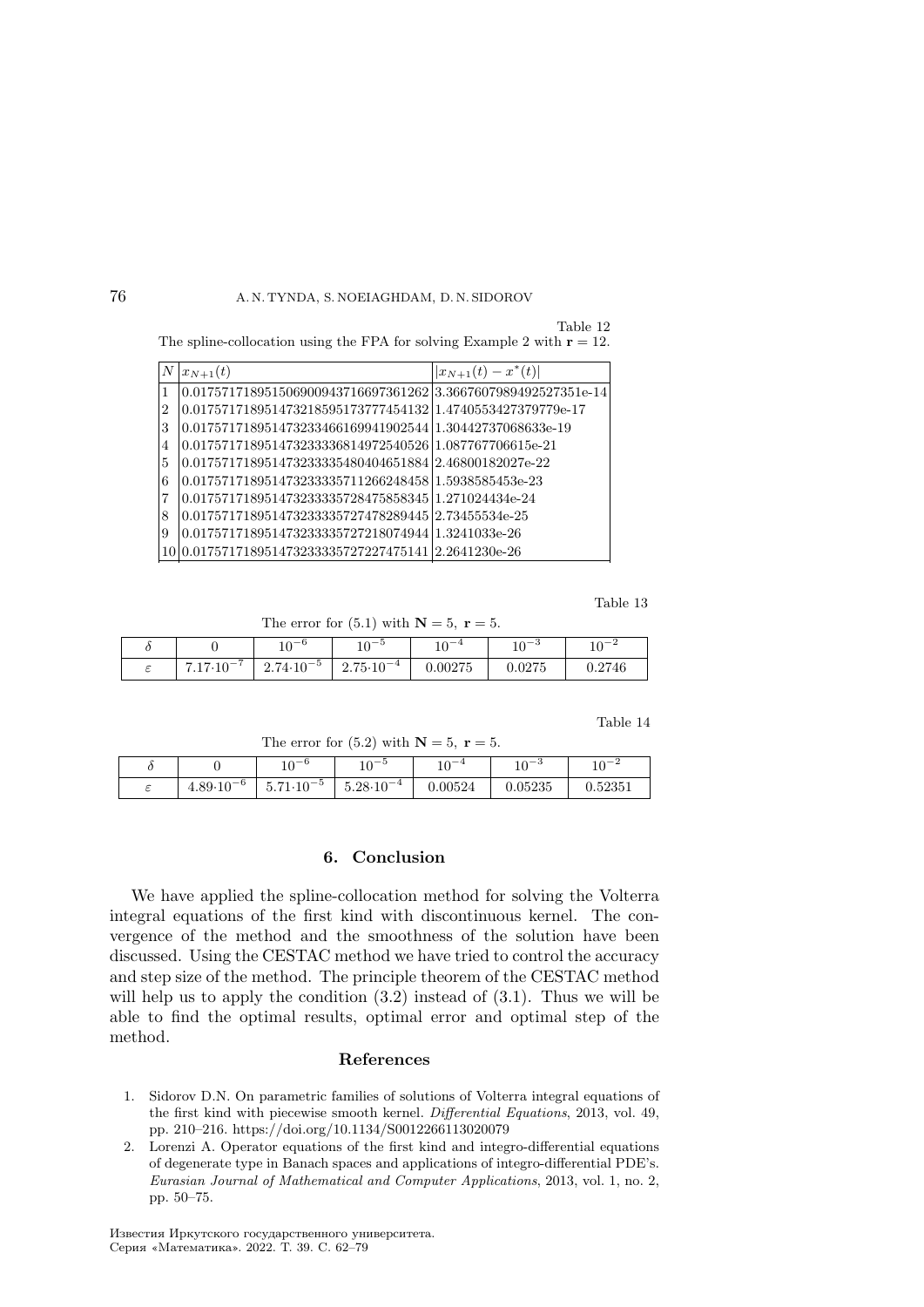Table 12

The spline-collocation using the FPA for solving Example 2 with $\mathbf{r} = 12$.

| $N$ | $x_{N+1}(t)$ | $\lvert x_{N+1}(t) - x^*(t)\rvert$ |
|---|---|---|
| 1 | 0.01757171895150690094371669736​1262 | 3.3667607989492527351e-14 |
| 2 | 0.017571718951473218595173777454132 | 1.4740553427379779e-17 |
| 3 | 0.017571718951473233466169941902544 | 1.30442737068633e-19 |
| 4 | 0.017571718951473233336814972540526 | 1.087767706615e-21 |
| 5 | 0.017571718951473233335480404651884 | 2.46800182027e-22 |
| 6 | 0.017571718951473233335711266248458 | 1.5938585453e-23 |
| 7 | 0.017571718951473233335728475858345 | 1.271024434e-24 |
| 8 | 0.017571718951473233335727478289445 | 2.73455534e-25 |
| 9 | 0.017571718951473233335727218074944 | 1.3241033e-26 |
| 10 | 0.017571718951473233335727227475141 | 2.2641230e-26 |

Table 13

The error for (5.1) with $\mathbf{N} = 5,\ \mathbf{r} = 5$.

| $\delta$ | 0 | $10^{-6}$ | $10^{-5}$ | $10^{-4}$ | $10^{-3}$ | $10^{-2}$ |
|---|---|---|---|---|---|---|
| $\varepsilon$ | $7.17{\cdot}10^{-7}$ | $2.74{\cdot}10^{-5}$ | $2.75{\cdot}10^{-4}$ | 0.00275 | 0.0275 | 0.2746 |

Table 14

The error for (5.2) with $\mathbf{N} = 5,\ \mathbf{r} = 5$.

| $\delta$ | 0 | $10^{-6}$ | $10^{-5}$ | $10^{-4}$ | $10^{-3}$ | $10^{-2}$ |
|---|---|---|---|---|---|---|
| $\varepsilon$ | $4.89{\cdot}10^{-6}$ | $5.71{\cdot}10^{-5}$ | $5.28{\cdot}10^{-4}$ | 0.00524 | 0.05235 | 0.52351 |

## 6. Conclusion

We have applied the spline-collocation method for solving the Volterra integral equations of the first kind with discontinuous kernel. The convergence of the method and the smoothness of the solution have been discussed. Using the CESTAC method we have tried to control the accuracy and step size of the method. The principle theorem of the CESTAC method will help us to apply the condition (3.2) instead of (3.1). Thus we will be able to find the optimal results, optimal error and optimal step of the method.

## References

1. Sidorov D.N. On parametric families of solutions of Volterra integral equations of the first kind with piecewise smooth kernel. *Differential Equations*, 2013, vol. 49, pp. 210–216. https://doi.org/10.1134/S0012266113020079
2. Lorenzi A. Operator equations of the first kind and integro-differential equations of degenerate type in Banach spaces and applications of integro-differential PDE's. *Eurasian Journal of Mathematical and Computer Applications*, 2013, vol. 1, no. 2, pp. 50–75.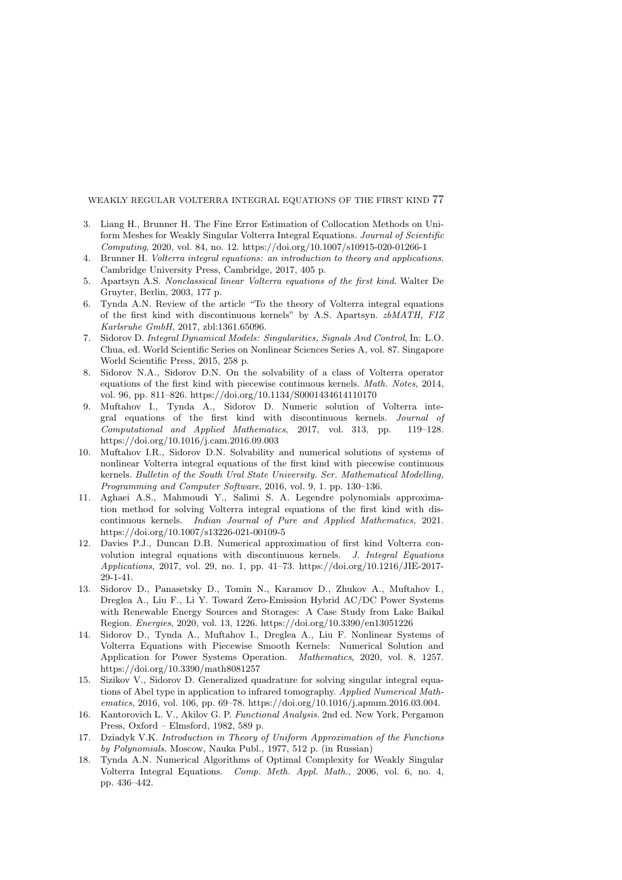3. Liang H., Brunner H. The Fine Error Estimation of Collocation Methods on Uniform Meshes for Weakly Singular Volterra Integral Equations. *Journal of Scientific Computing*, 2020, vol. 84, no. 12. https://doi.org/10.1007/s10915-020-01266-1
4. Brunner H. *Volterra integral equations: an introduction to theory and applications*. Cambridge University Press, Cambridge, 2017, 405 p.
5. Apartsyn A.S. *Nonclassical linear Volterra equations of the first kind*. Walter De Gruyter, Berlin, 2003, 177 p.
6. Tynda A.N. Review of the article "To the theory of Volterra integral equations of the first kind with discontinuous kernels" by A.S. Apartsyn. *zbMATH, FIZ Karlsruhe GmbH*, 2017, zbl:1361.65096.
7. Sidorov D. *Integral Dynamical Models: Singularities, Signals And Control*, In: L.O. Chua, ed. World Scientific Series on Nonlinear Sciences Series A, vol. 87. Singapore World Scientific Press, 2015, 258 p.
8. Sidorov N.A., Sidorov D.N. On the solvability of a class of Volterra operator equations of the first kind with piecewise continuous kernels. *Math. Notes*, 2014, vol. 96, pp. 811–826. https://doi.org/10.1134/S0001434614110170
9. Muftahov I., Tynda A., Sidorov D. Numeric solution of Volterra integral equations of the first kind with discontinuous kernels. *Journal of Computational and Applied Mathematics*, 2017, vol. 313, pp. 119–128. https://doi.org/10.1016/j.cam.2016.09.003
10. Muftahov I.R., Sidorov D.N. Solvability and numerical solutions of systems of nonlinear Volterra integral equations of the first kind with piecewise continuous kernels. *Bulletin of the South Ural State University. Ser. Mathematical Modelling, Programming and Computer Software*, 2016, vol. 9, 1. pp. 130–136.
11. Aghaei A.S., Mahmoudi Y., Salimi S. A. Legendre polynomials approximation method for solving Volterra integral equations of the first kind with discontinuous kernels. *Indian Journal of Pure and Applied Mathematics*, 2021. https://doi.org/10.1007/s13226-021-00109-5
12. Davies P.J., Duncan D.B. Numerical approximation of first kind Volterra convolution integral equations with discontinuous kernels. *J. Integral Equations Applications*, 2017, vol. 29, no. 1, pp. 41–73. https://doi.org/10.1216/JIE-2017-29-1-41.
13. Sidorov D., Panasetsky D., Tomin N., Karamov D., Zhukov A., Muftahov I., Dreglea A., Liu F., Li Y. Toward Zero-Emission Hybrid AC/DC Power Systems with Renewable Energy Sources and Storages: A Case Study from Lake Baikal Region. *Energies*, 2020, vol. 13, 1226. https://doi.org/10.3390/en13051226
14. Sidorov D., Tynda A., Muftahov I., Dreglea A., Liu F. Nonlinear Systems of Volterra Equations with Piecewise Smooth Kernels: Numerical Solution and Application for Power Systems Operation. *Mathematics*, 2020, vol. 8, 1257. https://doi.org/10.3390/math8081257
15. Sizikov V., Sidorov D. Generalized quadrature for solving singular integral equations of Abel type in application to infrared tomography. *Applied Numerical Mathematics*, 2016, vol. 106, pp. 69–78. https://doi.org/10.1016/j.apnum.2016.03.004.
16. Kantorovich L. V., Akilov G. P. *Functional Analysis*. 2nd ed. New York, Pergamon Press, Oxford – Elmsford, 1982, 589 p.
17. Dziadyk V.K. *Introduction in Theory of Uniform Approximation of the Functions by Polynomials*. Moscow, Nauka Publ., 1977, 512 p. (in Russian)
18. Tynda A.N. Numerical Algorithms of Optimal Complexity for Weakly Singular Volterra Integral Equations. *Comp. Meth. Appl. Math.*, 2006, vol. 6, no. 4, pp. 436–442.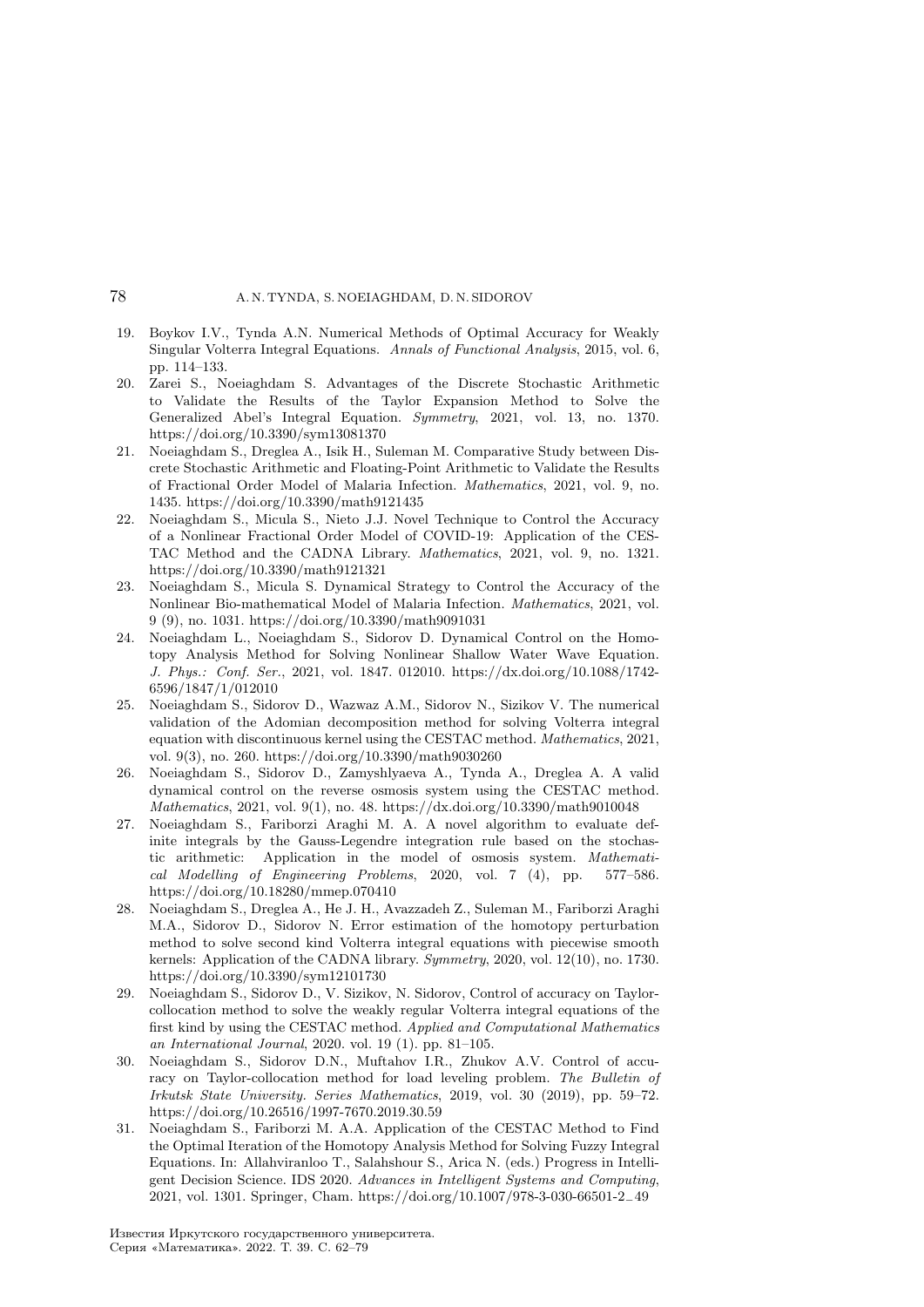19. Boykov I.V., Tynda A.N. Numerical Methods of Optimal Accuracy for Weakly Singular Volterra Integral Equations. *Annals of Functional Analysis*, 2015, vol. 6, pp. 114–133.
20. Zarei S., Noeiaghdam S. Advantages of the Discrete Stochastic Arithmetic to Validate the Results of the Taylor Expansion Method to Solve the Generalized Abel's Integral Equation. *Symmetry*, 2021, vol. 13, no. 1370. https://doi.org/10.3390/sym13081370
21. Noeiaghdam S., Dreglea A., Isik H., Suleman M. Comparative Study between Discrete Stochastic Arithmetic and Floating-Point Arithmetic to Validate the Results of Fractional Order Model of Malaria Infection. *Mathematics*, 2021, vol. 9, no. 1435. https://doi.org/10.3390/math9121435
22. Noeiaghdam S., Micula S., Nieto J.J. Novel Technique to Control the Accuracy of a Nonlinear Fractional Order Model of COVID-19: Application of the CESTAC Method and the CADNA Library. *Mathematics*, 2021, vol. 9, no. 1321. https://doi.org/10.3390/math9121321
23. Noeiaghdam S., Micula S. Dynamical Strategy to Control the Accuracy of the Nonlinear Bio-mathematical Model of Malaria Infection. *Mathematics*, 2021, vol. 9 (9), no. 1031. https://doi.org/10.3390/math9091031
24. Noeiaghdam L., Noeiaghdam S., Sidorov D. Dynamical Control on the Homotopy Analysis Method for Solving Nonlinear Shallow Water Wave Equation. *J. Phys.: Conf. Ser.*, 2021, vol. 1847. 012010. https://dx.doi.org/10.1088/1742-6596/1847/1/012010
25. Noeiaghdam S., Sidorov D., Wazwaz A.M., Sidorov N., Sizikov V. The numerical validation of the Adomian decomposition method for solving Volterra integral equation with discontinuous kernel using the CESTAC method. *Mathematics*, 2021, vol. 9(3), no. 260. https://doi.org/10.3390/math9030260
26. Noeiaghdam S., Sidorov D., Zamyshlyaeva A., Tynda A., Dreglea A. A valid dynamical control on the reverse osmosis system using the CESTAC method. *Mathematics*, 2021, vol. 9(1), no. 48. https://dx.doi.org/10.3390/math9010048
27. Noeiaghdam S., Fariborzi Araghi M. A. A novel algorithm to evaluate definite integrals by the Gauss-Legendre integration rule based on the stochastic arithmetic: Application in the model of osmosis system. *Mathematical Modelling of Engineering Problems*, 2020, vol. 7 (4), pp. 577–586. https://doi.org/10.18280/mmep.070410
28. Noeiaghdam S., Dreglea A., He J. H., Avazzadeh Z., Suleman M., Fariborzi Araghi M.A., Sidorov D., Sidorov N. Error estimation of the homotopy perturbation method to solve second kind Volterra integral equations with piecewise smooth kernels: Application of the CADNA library. *Symmetry*, 2020, vol. 12(10), no. 1730. https://doi.org/10.3390/sym12101730
29. Noeiaghdam S., Sidorov D., V. Sizikov, N. Sidorov, Control of accuracy on Taylor-collocation method to solve the weakly regular Volterra integral equations of the first kind by using the CESTAC method. *Applied and Computational Mathematics an International Journal*, 2020. vol. 19 (1). pp. 81–105.
30. Noeiaghdam S., Sidorov D.N., Muftahov I.R., Zhukov A.V. Control of accuracy on Taylor-collocation method for load leveling problem. *The Bulletin of Irkutsk State University. Series Mathematics*, 2019, vol. 30 (2019), pp. 59–72. https://doi.org/10.26516/1997-7670.2019.30.59
31. Noeiaghdam S., Fariborzi M. A.A. Application of the CESTAC Method to Find the Optimal Iteration of the Homotopy Analysis Method for Solving Fuzzy Integral Equations. In: Allahviranloo T., Salahshour S., Arica N. (eds.) Progress in Intelligent Decision Science. IDS 2020. *Advances in Intelligent Systems and Computing*, 2021, vol. 1301. Springer, Cham. https://doi.org/10.1007/978-3-030-66501-2_49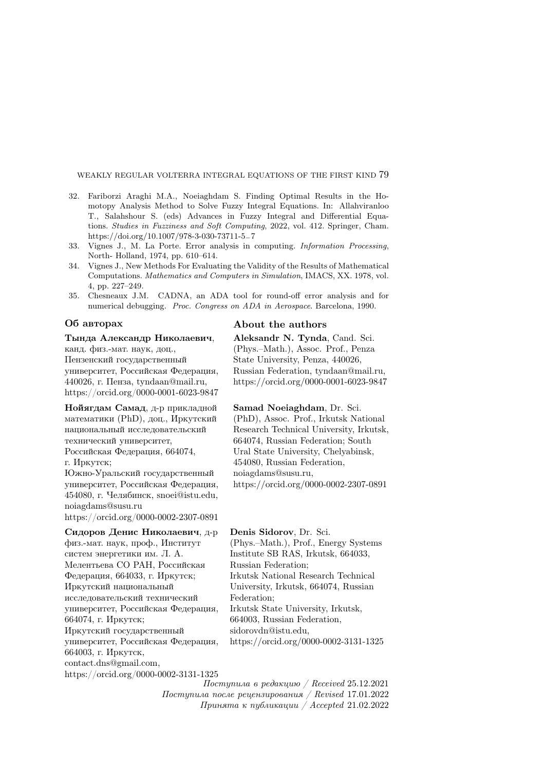32. Fariborzi Araghi M.A., Noeiaghdam S. Finding Optimal Results in the Homotopy Analysis Method to Solve Fuzzy Integral Equations. In: Allahviranloo T., Salahshour S. (eds) Advances in Fuzzy Integral and Differential Equations. *Studies in Fuzziness and Soft Computing*, 2022, vol. 412. Springer, Cham. https://doi.org/10.1007/978-3-030-73711-5_7
33. Vignes J., M. La Porte. Error analysis in computing. *Information Processing*, North- Holland, 1974, pp. 610–614.
34. Vignes J., New Methods For Evaluating the Validity of the Results of Mathematical Computations. *Mathematics and Computers in Simulation*, IMACS, XX. 1978, vol. 4, pp. 227–249.
35. Chesneaux J.M. CADNA, an ADA tool for round-off error analysis and for numerical debugging. *Proc. Congress on ADA in Aerospace*. Barcelona, 1990.

### Об авторах

**Тында Александр Николаевич**, канд. физ.-мат. наук, доц., Пензенский государственный университет, Российская Федерация, 440026, г. Пенза, tyndaan@mail.ru, https://orcid.org/0000-0001-6023-9847

**Нойягдам Самад**, д-р прикладной математики (PhD), доц., Иркутский национальный исследовательский технический университет, Российская Федерация, 664074, г. Иркутск;
Южно-Уральский государственный университет, Российская Федерация, 454080, г. Челябинск, snoei@istu.edu, noiagdams@susu.ru
https://orcid.org/0000-0002-2307-0891

**Сидоров Денис Николаевич**, д-р физ.-мат. наук, проф., Институт систем энергетики им. Л. А. Мелентьева СО РАН, Российская Федерация, 664033, г. Иркутск;
Иркутский национальный исследовательский технический университет, Российская Федерация, 664074, г. Иркутск;
Иркутский государственный университет, Российская Федерация, 664003, г. Иркутск, contact.dns@gmail.com, https://orcid.org/0000-0002-3131-1325

### About the authors

**Aleksandr N. Tynda**, Cand. Sci. (Phys.–Math.), Assoc. Prof., Penza State University, Penza, 440026, Russian Federation, tyndaan@mail.ru, https://orcid.org/0000-0001-6023-9847

**Samad Noeiaghdam**, Dr. Sci. (PhD), Assoc. Prof., Irkutsk National Research Technical University, Irkutsk, 664074, Russian Federation; South Ural State University, Chelyabinsk, 454080, Russian Federation, noiagdams@susu.ru, https://orcid.org/0000-0002-2307-0891

**Denis Sidorov**, Dr. Sci. (Phys.–Math.), Prof., Energy Systems Institute SB RAS, Irkutsk, 664033, Russian Federation;
Irkutsk National Research Technical University, Irkutsk, 664074, Russian Federation;
Irkutsk State University, Irkutsk, 664003, Russian Federation, sidorovdn@istu.edu, https://orcid.org/0000-0002-3131-1325

*Поступила в редакцию / Received* 25.12.2021
*Поступила после рецензирования / Revised* 17.01.2022
*Принята к публикации / Accepted* 21.02.2022